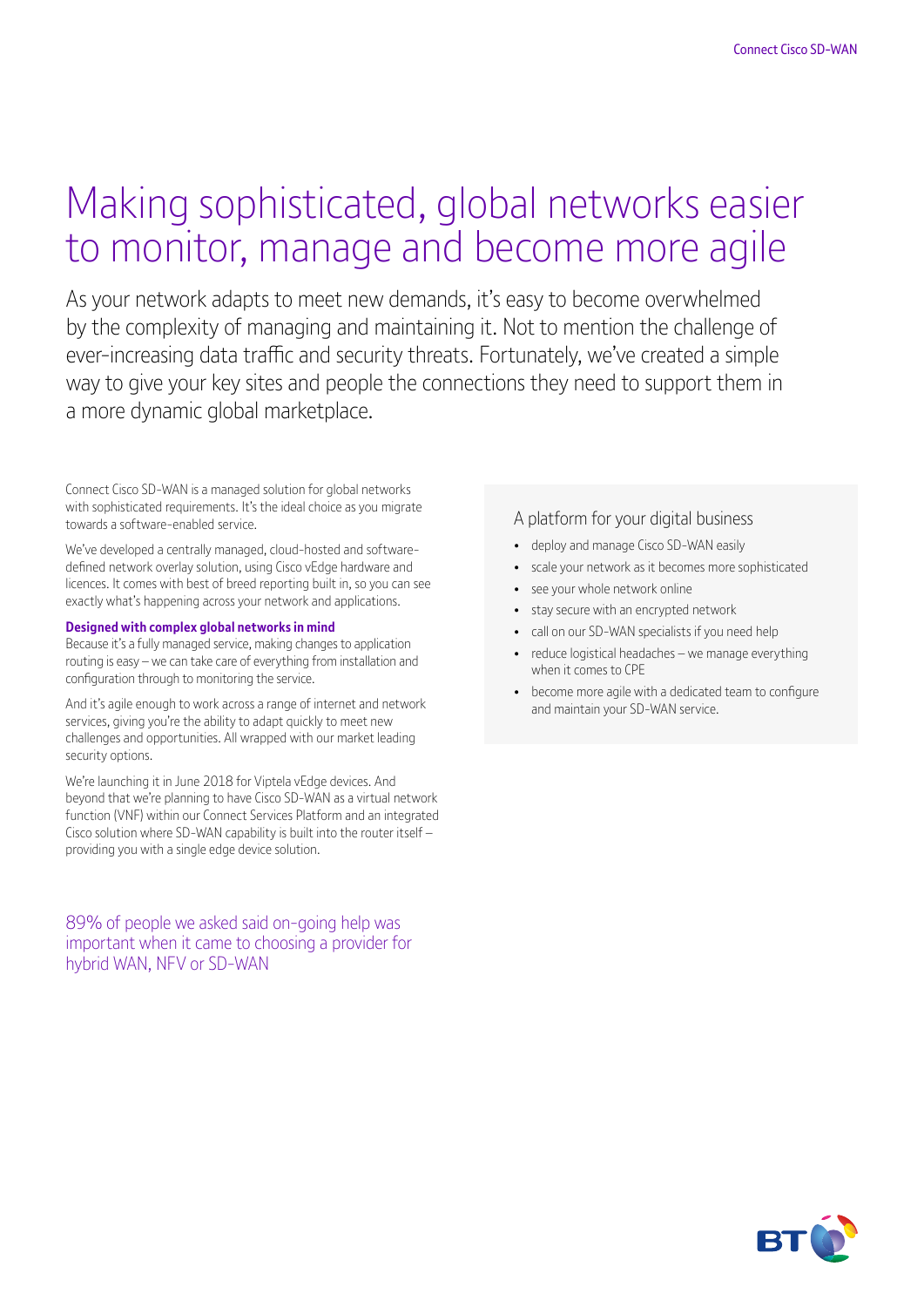# Making sophisticated, global networks easier to monitor, manage and become more agile

As your network adapts to meet new demands, it's easy to become overwhelmed by the complexity of managing and maintaining it. Not to mention the challenge of ever-increasing data traffic and security threats. Fortunately, we've created a simple way to give your key sites and people the connections they need to support them in a more dynamic global marketplace.

Connect Cisco SD-WAN is a managed solution for global networks with sophisticated requirements. It's the ideal choice as you migrate towards a software-enabled service.

We've developed a centrally managed, cloud-hosted and software-defined network overlay solution, using Cisco vEdge hardware and licences. It comes with best of breed reporting built in, so you can see exactly what's happening across your network and applications.

**Designed with complex global networks in mind**

Because it's a fully managed service, making changes to application routing is easy – we can take care of everything from installation and configuration through to monitoring the service.

And it's agile enough to work across a range of internet and network services, giving you're the ability to adapt quickly to meet new challenges and opportunities. All wrapped with our market leading security options.

We're launching it in June 2018 for Viptela vEdge devices. And beyond that we're planning to have Cisco SD-WAN as a virtual network function (VNF) within our Connect Services Platform and an integrated Cisco solution where SD-WAN capability is built into the router itself – providing you with a single edge device solution.

89% of people we asked said on-going help was important when it came to choosing a provider for hybrid WAN, NFV or SD-WAN

## A platform for your digital business

- deploy and manage Cisco SD-WAN easily
- scale your network as it becomes more sophisticated
- see your whole network online
- stay secure with an encrypted network
- call on our SD-WAN specialists if you need help
- reduce logistical headaches – we manage everything when it comes to CPE
- become more agile with a dedicated team to configure and maintain your SD-WAN service.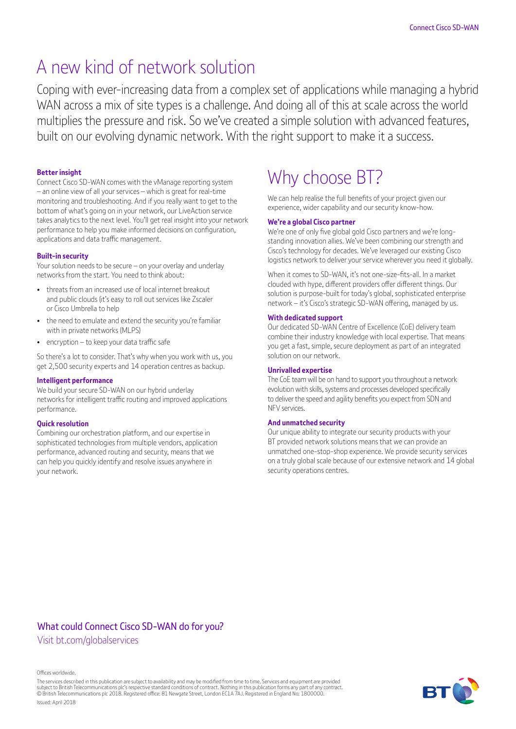# A new kind of network solution

Coping with ever-increasing data from a complex set of applications while managing a hybrid WAN across a mix of site types is a challenge. And doing all of this at scale across the world multiplies the pressure and risk. So we've created a simple solution with advanced features, built on our evolving dynamic network. With the right support to make it a success.

**Better insight**

Connect Cisco SD-WAN comes with the vManage reporting system – an online view of all your services – which is great for real-time monitoring and troubleshooting. And if you really want to get to the bottom of what's going on in your network, our LiveAction service takes analytics to the next level. You'll get real insight into your network performance to help you make informed decisions on configuration, applications and data traffic management.

**Built-in security**

Your solution needs to be secure – on your overlay and underlay networks from the start. You need to think about:

- threats from an increased use of local internet breakout and public clouds (it's easy to roll out services like Zscaler or Cisco Umbrella to help
- the need to emulate and extend the security you're familiar with in private networks (MLPS)
- encryption – to keep your data traffic safe

So there's a lot to consider. That's why when you work with us, you get 2,500 security experts and 14 operation centres as backup.

**Intelligent performance**

We build your secure SD-WAN on our hybrid underlay networks for intelligent traffic routing and improved applications performance.

**Quick resolution**

Combining our orchestration platform, and our expertise in sophisticated technologies from multiple vendors, application performance, advanced routing and security, means that we can help you quickly identify and resolve issues anywhere in your network.

## Why choose BT?

We can help realise the full benefits of your project given our experience, wider capability and our security know-how.

**We're a global Cisco partner**

We're one of only five global gold Cisco partners and we're long-standing innovation allies. We've been combining our strength and Cisco's technology for decades. We've leveraged our existing Cisco logistics network to deliver your service wherever you need it globally.

When it comes to SD-WAN, it's not one-size-fits-all. In a market clouded with hype, different providers offer different things. Our solution is purpose-built for today's global, sophisticated enterprise network – it's Cisco's strategic SD-WAN offering, managed by us.

**With dedicated support**

Our dedicated SD-WAN Centre of Excellence (CoE) delivery team combine their industry knowledge with local expertise. That means you get a fast, simple, secure deployment as part of an integrated solution on our network.

**Unrivalled expertise**

The CoE team will be on hand to support you throughout a network evolution with skills, systems and processes developed specifically to deliver the speed and agility benefits you expect from SDN and NFV services.

**And unmatched security**

Our unique ability to integrate our security products with your BT provided network solutions means that we can provide an unmatched one-stop-shop experience. We provide security services on a truly global scale because of our extensive network and 14 global security operations centres.

### What could Connect Cisco SD-WAN do for you?

Visit bt.com/globalservices

Offices worldwide.

The services described in this publication are subject to availability and may be modified from time to time. Services and equipment are provided subject to British Telecommunications plc's respective standard conditions of contract. Nothing in this publication forms any part of any contract.
© British Telecommunications plc 2018. Registered office: 81 Newgate Street, London EC1A 7AJ. Registered in England No: 1800000.

Issued: April 2018